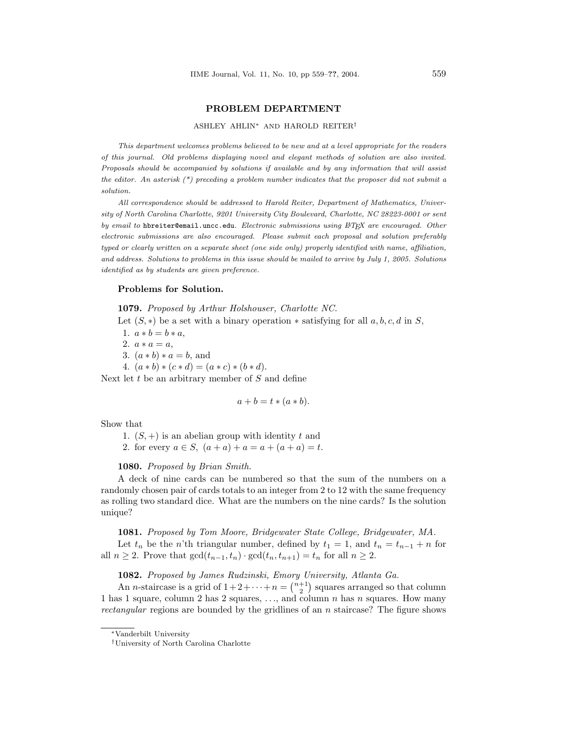## PROBLEM DEPARTMENT

ASHLEY AHLIN[*] AND HAROLD REITER[†]

*This department welcomes problems believed to be new and at a level appropriate for the readers of this journal. Old problems displaying novel and elegant methods of solution are also invited. Proposals should be accompanied by solutions if available and by any information that will assist the editor. An asterisk (\*) preceding a problem number indicates that the proposer did not submit a solution.*

*All correspondence should be addressed to Harold Reiter, Department of Mathematics, University of North Carolina Charlotte, 9201 University City Boulevard, Charlotte, NC 28223-0001 or sent by email to* `hbreiter@email.uncc.edu`*. Electronic submissions using LaTeX are encouraged. Other electronic submissions are also encouraged. Please submit each proposal and solution preferably typed or clearly written on a separate sheet (one side only) properly identified with name, affiliation, and address. Solutions to problems in this issue should be mailed to arrive by July 1, 2005. Solutions identified as by students are given preference.*

### Problems for Solution.

**1079.** *Proposed by Arthur Holshouser, Charlotte NC.*

Let $(S, *)$ be a set with a binary operation $*$ satisfying for all $a, b, c, d$ in $S$,

1. $a * b = b * a$,
2. $a * a = a$,
3. $(a * b) * a = b$, and
4. $(a * b) * (c * d) = (a * c) * (b * d)$.

Next let $t$ be an arbitrary member of $S$ and define

$$a + b = t * (a * b).$$

Show that

1. $(S, +)$ is an abelian group with identity $t$ and
2. for every $a \in S$, $(a + a) + a = a + (a + a) = t$.

**1080.** *Proposed by Brian Smith.*

A deck of nine cards can be numbered so that the sum of the numbers on a randomly chosen pair of cards totals to an integer from 2 to 12 with the same frequency as rolling two standard dice. What are the numbers on the nine cards? Is the solution unique?

**1081.** *Proposed by Tom Moore, Bridgewater State College, Bridgewater, MA.*

Let $t_n$ be the $n$'th triangular number, defined by $t_1 = 1$, and $t_n = t_{n-1} + n$ for all $n \geq 2$. Prove that $\gcd(t_{n-1}, t_n) \cdot \gcd(t_n, t_{n+1}) = t_n$ for all $n \geq 2$.

**1082.** *Proposed by James Rudzinski, Emory University, Atlanta Ga.*

An $n$-staircase is a grid of $1+2+\cdots+n = \binom{n+1}{2}$ squares arranged so that column 1 has 1 square, column 2 has 2 squares, ..., and column $n$ has $n$ squares. How many *rectangular* regions are bounded by the gridlines of an $n$ staircase? The figure shows

---

[*] Vanderbilt University

[†] University of North Carolina Charlotte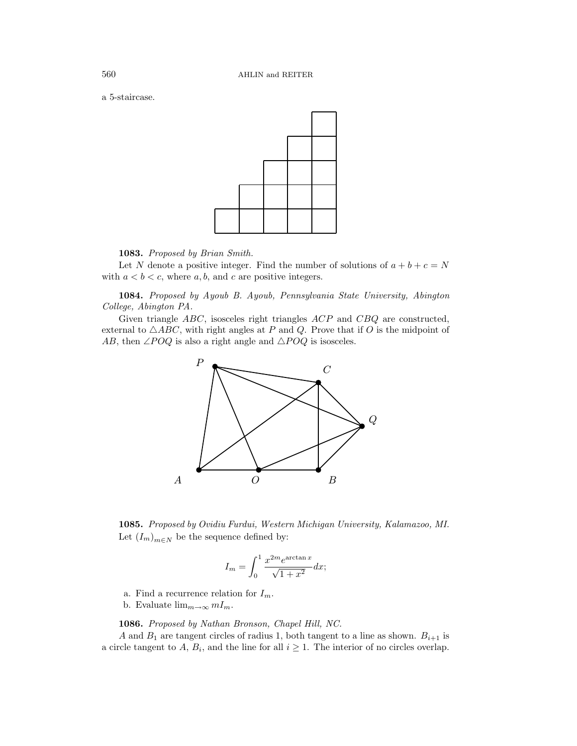a 5-staircase.

**1083.** *Proposed by Brian Smith.*

Let $N$ denote a positive integer. Find the number of solutions of $a + b + c = N$ with $a < b < c$, where $a, b,$ and $c$ are positive integers.

**1084.** *Proposed by Ayoub B. Ayoub, Pennsylvania State University, Abington College, Abington PA.*

Given triangle $ABC$, isosceles right triangles $ACP$ and $CBQ$ are constructed, external to $\triangle ABC$, with right angles at $P$ and $Q$. Prove that if $O$ is the midpoint of $AB$, then $\angle POQ$ is also a right angle and $\triangle POQ$ is isosceles.

**1085.** *Proposed by Ovidiu Furdui, Western Michigan University, Kalamazoo, MI.*

Let $(I_m)_{m \in N}$ be the sequence defined by:

$$I_m = \int_0^1 \frac{x^{2m} e^{\arctan x}}{\sqrt{1+x^2}} dx;$$

a. Find a recurrence relation for $I_m$.

b. Evaluate $\lim_{m \to \infty} m I_m$.

**1086.** *Proposed by Nathan Bronson, Chapel Hill, NC.*

$A$ and $B_1$ are tangent circles of radius 1, both tangent to a line as shown. $B_{i+1}$ is a circle tangent to $A$, $B_i$, and the line for all $i \geq 1$. The interior of no circles overlap.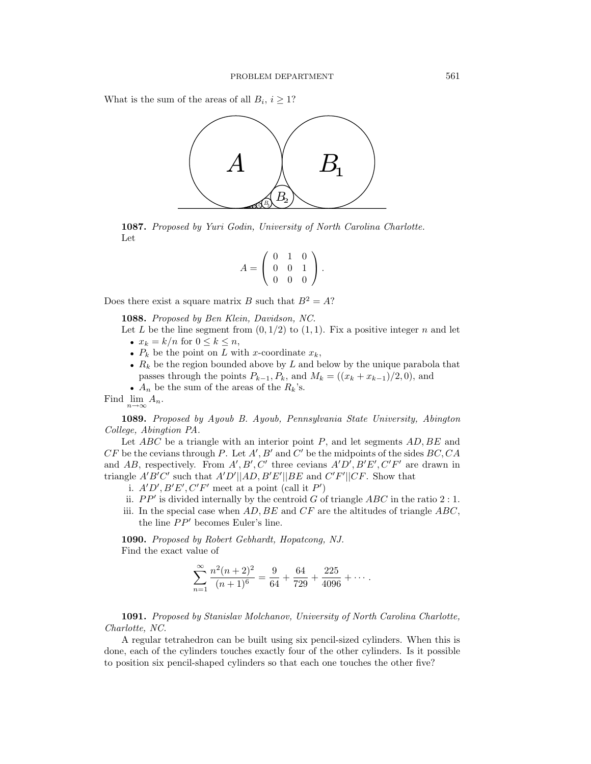What is the sum of the areas of all $B_i$, $i \geq 1$?

**1087.** *Proposed by Yuri Godin, University of North Carolina Charlotte.*
Let

$$A = \begin{pmatrix} 0 & 1 & 0 \\ 0 & 0 & 1 \\ 0 & 0 & 0 \end{pmatrix}.$$

Does there exist a square matrix $B$ such that $B^2 = A$?

**1088.** *Proposed by Ben Klein, Davidson, NC.*

Let $L$ be the line segment from $(0, 1/2)$ to $(1, 1)$. Fix a positive integer $n$ and let

- $x_k = k/n$ for $0 \leq k \leq n$,
- $P_k$ be the point on $L$ with $x$-coordinate $x_k$,
- $R_k$ be the region bounded above by $L$ and below by the unique parabola that passes through the points $P_{k-1}, P_k$, and $M_k = ((x_k + x_{k-1})/2, 0)$, and
- $A_n$ be the sum of the areas of the $R_k$'s.

Find $\lim_{n\to\infty} A_n$.

**1089.** *Proposed by Ayoub B. Ayoub, Pennsylvania State University, Abington College, Abingtion PA.*

Let $ABC$ be a triangle with an interior point $P$, and let segments $AD, BE$ and $CF$ be the cevians through $P$. Let $A', B'$ and $C'$ be the midpoints of the sides $BC, CA$ and $AB$, respectively. From $A', B', C'$ three cevians $A'D', B'E', C'F'$ are drawn in triangle $A'B'C'$ such that $A'D'||AD, B'E'||BE$ and $C'F'||CF$. Show that

i. $A'D', B'E', C'F'$ meet at a point (call it $P'$)
ii. $PP'$ is divided internally by the centroid $G$ of triangle $ABC$ in the ratio $2 : 1$.
iii. In the special case when $AD, BE$ and $CF$ are the altitudes of triangle $ABC$, the line $PP'$ becomes Euler's line.

**1090.** *Proposed by Robert Gebhardt, Hopatcong, NJ.*
Find the exact value of

$$\sum_{n=1}^{\infty} \frac{n^2(n+2)^2}{(n+1)^6} = \frac{9}{64} + \frac{64}{729} + \frac{225}{4096} + \cdots .$$

**1091.** *Proposed by Stanislav Molchanov, University of North Carolina Charlotte, Charlotte, NC.*

A regular tetrahedron can be built using six pencil-sized cylinders. When this is done, each of the cylinders touches exactly four of the other cylinders. Is it possible to position six pencil-shaped cylinders so that each one touches the other five?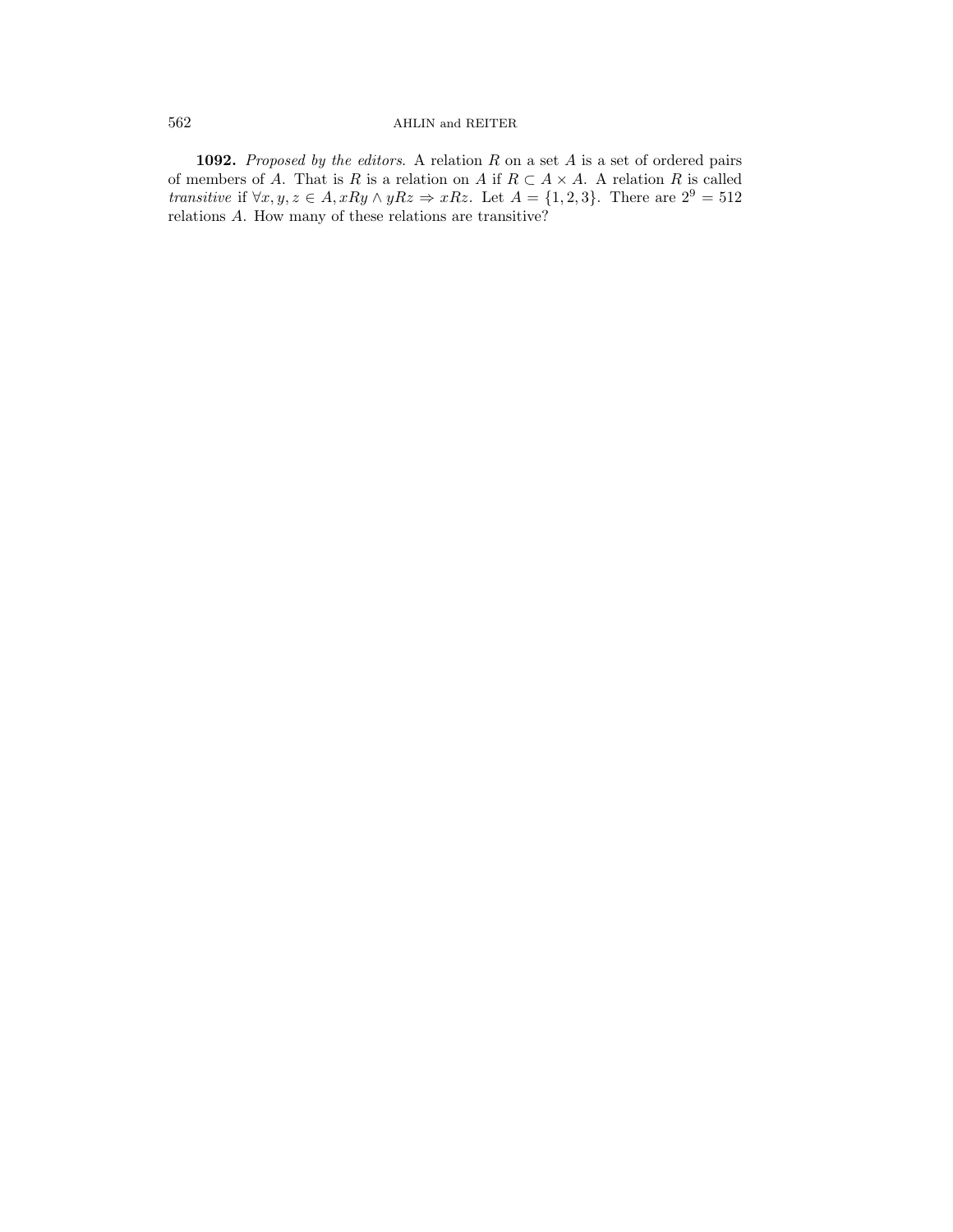**1092.** *Proposed by the editors.* A relation $R$ on a set $A$ is a set of ordered pairs of members of $A$. That is $R$ is a relation on $A$ if $R \subset A \times A$. A relation $R$ is called *transitive* if $\forall x, y, z \in A, xRy \wedge yRz \Rightarrow xRz$. Let $A = \{1, 2, 3\}$. There are $2^9 = 512$ relations $A$. How many of these relations are transitive?